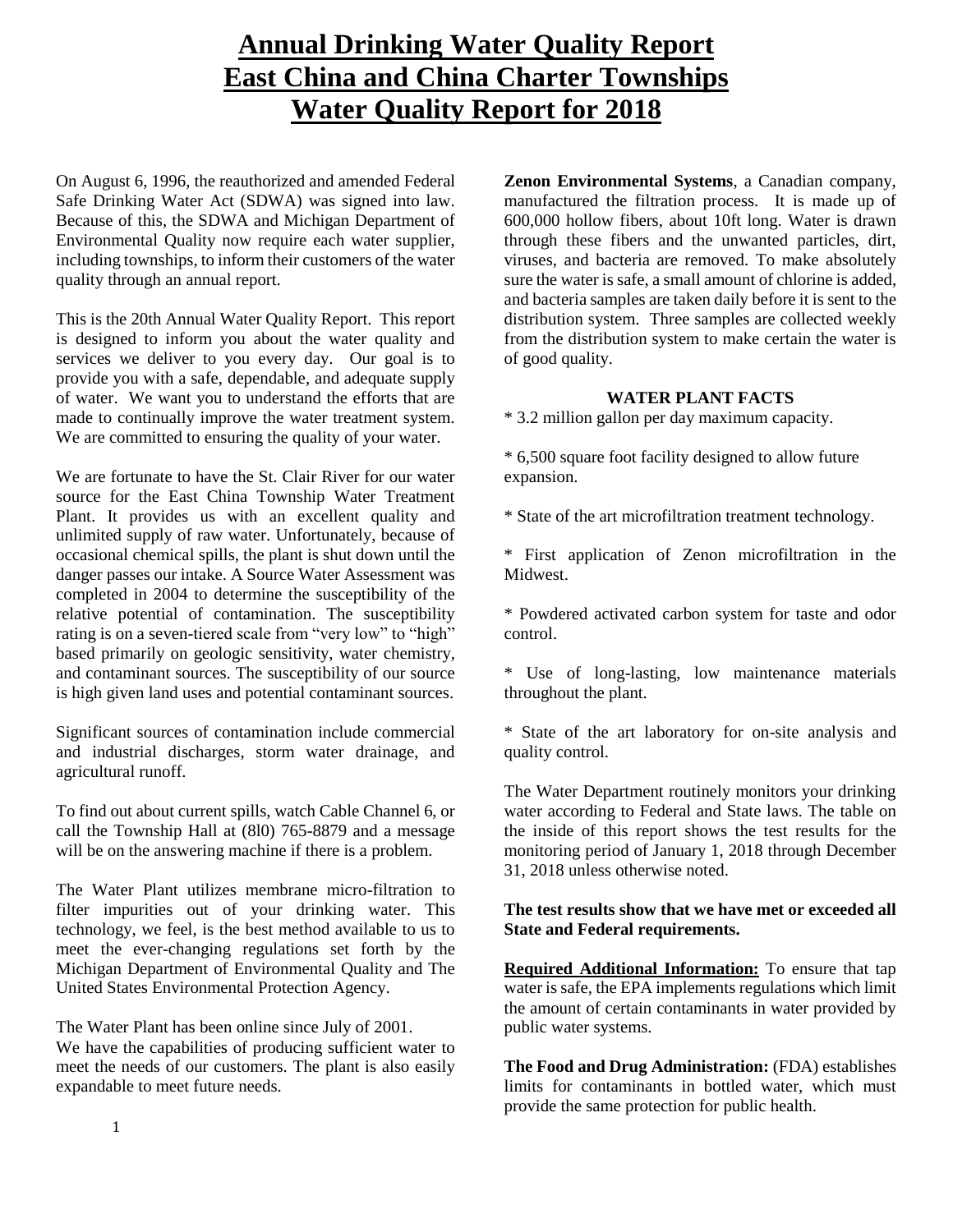# Annual Drinking Water Quality Report
# East China and China Charter Townships
# Water Quality Report for 2018

On August 6, 1996, the reauthorized and amended Federal Safe Drinking Water Act (SDWA) was signed into law. Because of this, the SDWA and Michigan Department of Environmental Quality now require each water supplier, including townships, to inform their customers of the water quality through an annual report.

This is the 20th Annual Water Quality Report. This report is designed to inform you about the water quality and services we deliver to you every day. Our goal is to provide you with a safe, dependable, and adequate supply of water. We want you to understand the efforts that are made to continually improve the water treatment system. We are committed to ensuring the quality of your water.

We are fortunate to have the St. Clair River for our water source for the East China Township Water Treatment Plant. It provides us with an excellent quality and unlimited supply of raw water. Unfortunately, because of occasional chemical spills, the plant is shut down until the danger passes our intake. A Source Water Assessment was completed in 2004 to determine the susceptibility of the relative potential of contamination. The susceptibility rating is on a seven-tiered scale from "very low" to "high" based primarily on geologic sensitivity, water chemistry, and contaminant sources. The susceptibility of our source is high given land uses and potential contaminant sources.

Significant sources of contamination include commercial and industrial discharges, storm water drainage, and agricultural runoff.

To find out about current spills, watch Cable Channel 6, or call the Township Hall at (8l0) 765-8879 and a message will be on the answering machine if there is a problem.

The Water Plant utilizes membrane micro-filtration to filter impurities out of your drinking water. This technology, we feel, is the best method available to us to meet the ever-changing regulations set forth by the Michigan Department of Environmental Quality and The United States Environmental Protection Agency.

The Water Plant has been online since July of 2001.
We have the capabilities of producing sufficient water to meet the needs of our customers. The plant is also easily expandable to meet future needs.

**Zenon Environmental Systems**, a Canadian company, manufactured the filtration process. It is made up of 600,000 hollow fibers, about 10ft long. Water is drawn through these fibers and the unwanted particles, dirt, viruses, and bacteria are removed. To make absolutely sure the water is safe, a small amount of chlorine is added, and bacteria samples are taken daily before it is sent to the distribution system. Three samples are collected weekly from the distribution system to make certain the water is of good quality.

**WATER PLANT FACTS**

* 3.2 million gallon per day maximum capacity.

* 6,500 square foot facility designed to allow future expansion.

* State of the art microfiltration treatment technology.

* First application of Zenon microfiltration in the Midwest.

* Powdered activated carbon system for taste and odor control.

* Use of long-lasting, low maintenance materials throughout the plant.

* State of the art laboratory for on-site analysis and quality control.

The Water Department routinely monitors your drinking water according to Federal and State laws. The table on the inside of this report shows the test results for the monitoring period of January 1, 2018 through December 31, 2018 unless otherwise noted.

**The test results show that we have met or exceeded all State and Federal requirements.**

**Required Additional Information:** To ensure that tap water is safe, the EPA implements regulations which limit the amount of certain contaminants in water provided by public water systems.

**The Food and Drug Administration:** (FDA) establishes limits for contaminants in bottled water, which must provide the same protection for public health.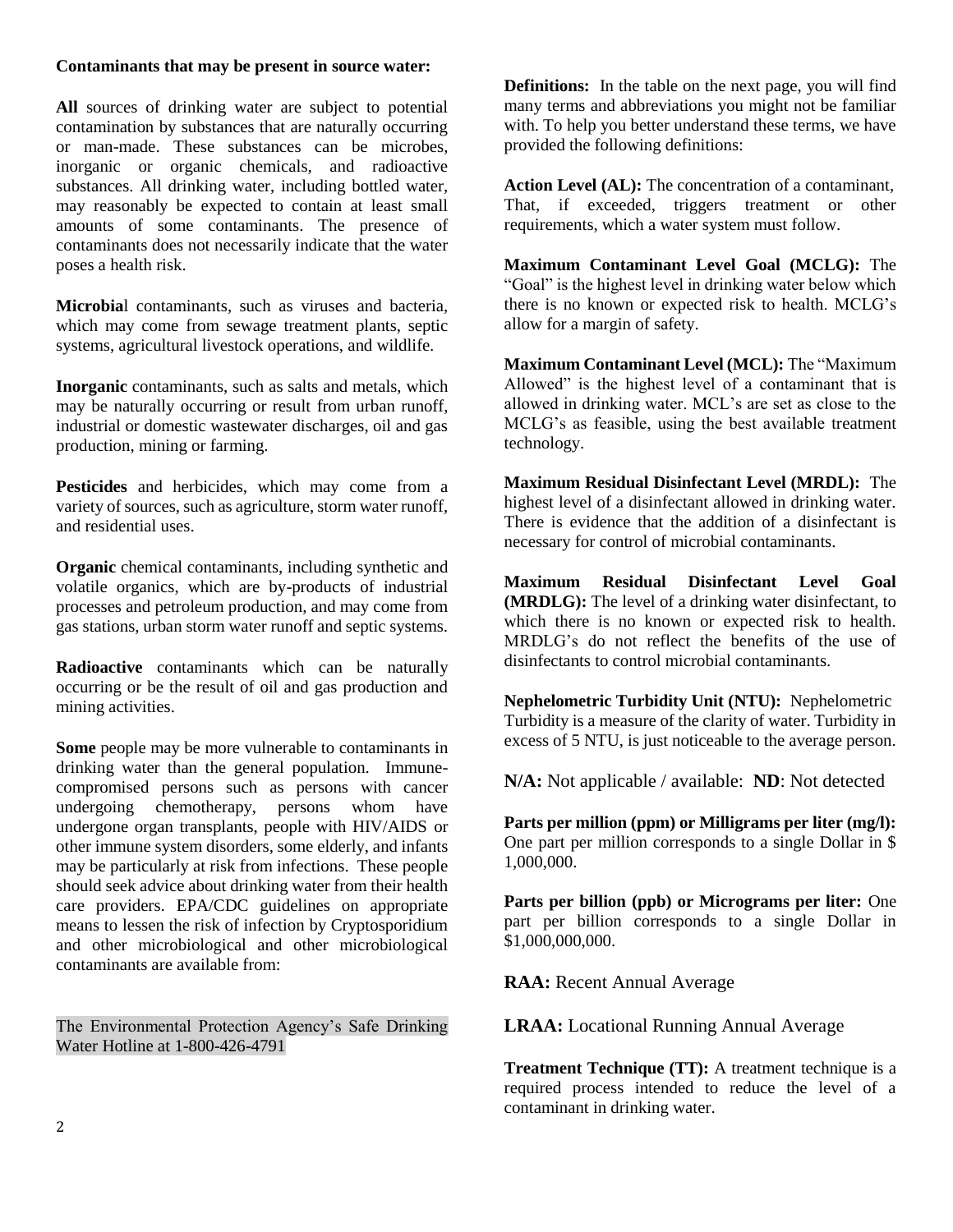**Contaminants that may be present in source water:**

**All** sources of drinking water are subject to potential contamination by substances that are naturally occurring or man-made. These substances can be microbes, inorganic or organic chemicals, and radioactive substances. All drinking water, including bottled water, may reasonably be expected to contain at least small amounts of some contaminants. The presence of contaminants does not necessarily indicate that the water poses a health risk.

**Microbia**l contaminants, such as viruses and bacteria, which may come from sewage treatment plants, septic systems, agricultural livestock operations, and wildlife.

**Inorganic** contaminants, such as salts and metals, which may be naturally occurring or result from urban runoff, industrial or domestic wastewater discharges, oil and gas production, mining or farming.

**Pesticides** and herbicides, which may come from a variety of sources, such as agriculture, storm water runoff, and residential uses.

**Organic** chemical contaminants, including synthetic and volatile organics, which are by-products of industrial processes and petroleum production, and may come from gas stations, urban storm water runoff and septic systems.

**Radioactive** contaminants which can be naturally occurring or be the result of oil and gas production and mining activities.

**Some** people may be more vulnerable to contaminants in drinking water than the general population. Immune-compromised persons such as persons with cancer undergoing chemotherapy, persons whom have undergone organ transplants, people with HIV/AIDS or other immune system disorders, some elderly, and infants may be particularly at risk from infections. These people should seek advice about drinking water from their health care providers. EPA/CDC guidelines on appropriate means to lessen the risk of infection by Cryptosporidium and other microbiological and other microbiological contaminants are available from:

The Environmental Protection Agency's Safe Drinking Water Hotline at 1-800-426-4791

**Definitions:** In the table on the next page, you will find many terms and abbreviations you might not be familiar with. To help you better understand these terms, we have provided the following definitions:

**Action Level (AL):** The concentration of a contaminant, That, if exceeded, triggers treatment or other requirements, which a water system must follow.

**Maximum Contaminant Level Goal (MCLG):** The "Goal" is the highest level in drinking water below which there is no known or expected risk to health. MCLG's allow for a margin of safety.

**Maximum Contaminant Level (MCL):** The "Maximum Allowed" is the highest level of a contaminant that is allowed in drinking water. MCL's are set as close to the MCLG's as feasible, using the best available treatment technology.

**Maximum Residual Disinfectant Level (MRDL):** The highest level of a disinfectant allowed in drinking water. There is evidence that the addition of a disinfectant is necessary for control of microbial contaminants.

**Maximum Residual Disinfectant Level Goal (MRDLG):** The level of a drinking water disinfectant, to which there is no known or expected risk to health. MRDLG's do not reflect the benefits of the use of disinfectants to control microbial contaminants.

**Nephelometric Turbidity Unit (NTU):** Nephelometric Turbidity is a measure of the clarity of water. Turbidity in excess of 5 NTU, is just noticeable to the average person.

**N/A:** Not applicable / available: **ND**: Not detected

**Parts per million (ppm) or Milligrams per liter (mg/l):** One part per million corresponds to a single Dollar in $ 1,000,000.

**Parts per billion (ppb) or Micrograms per liter:** One part per billion corresponds to a single Dollar in $1,000,000,000.

**RAA:** Recent Annual Average

**LRAA:** Locational Running Annual Average

**Treatment Technique (TT):** A treatment technique is a required process intended to reduce the level of a contaminant in drinking water.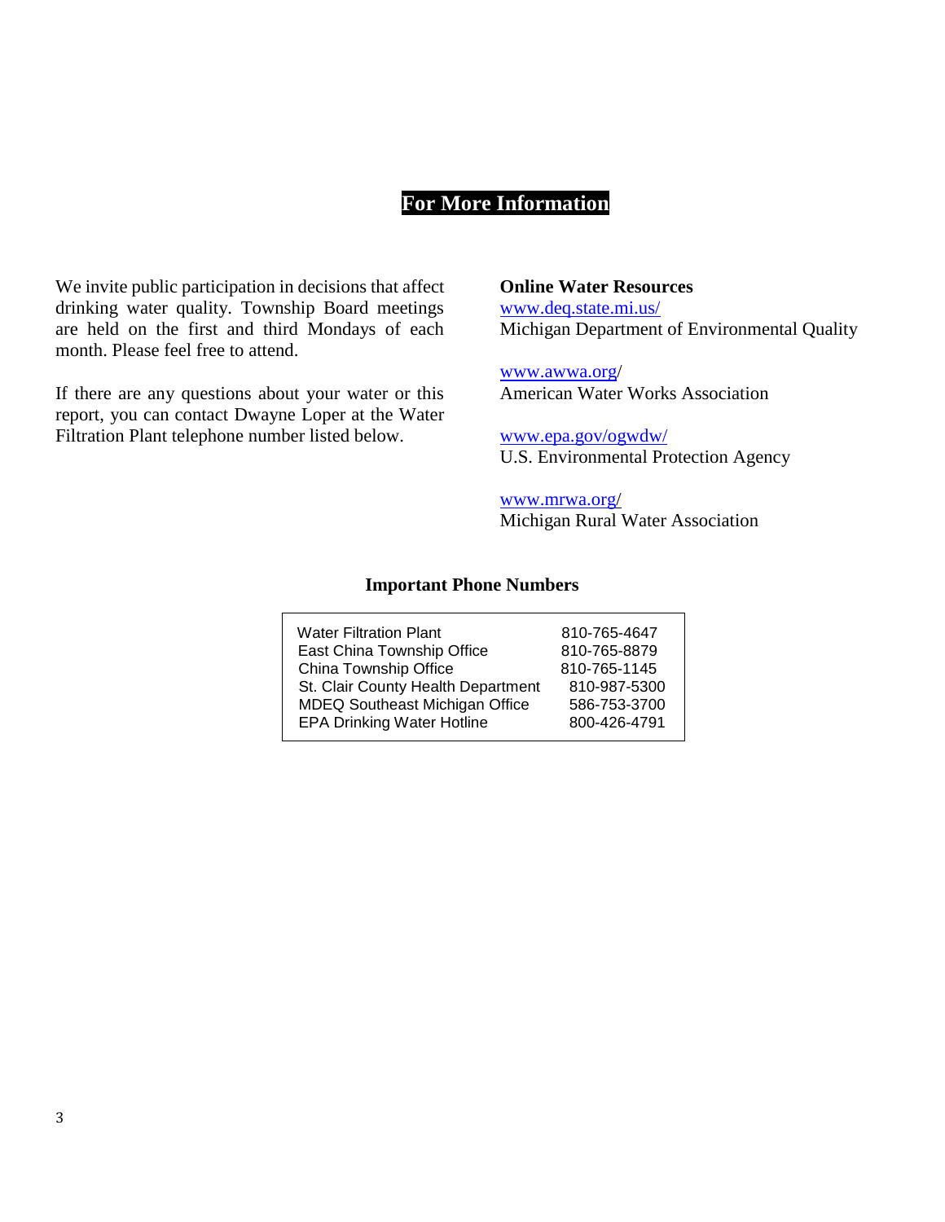## For More Information

We invite public participation in decisions that affect drinking water quality. Township Board meetings are held on the first and third Mondays of each month. Please feel free to attend.

If there are any questions about your water or this report, you can contact Dwayne Loper at the Water Filtration Plant telephone number listed below.

**Online Water Resources**

www.deq.state.mi.us/
Michigan Department of Environmental Quality

www.awwa.org/
American Water Works Association

www.epa.gov/ogwdw/
U.S. Environmental Protection Agency

www.mrwa.org/
Michigan Rural Water Association

**Important Phone Numbers**

| | |
|---|---|
| Water Filtration Plant | 810-765-4647 |
| East China Township Office | 810-765-8879 |
| China Township Office | 810-765-1145 |
| St. Clair County Health Department | 810-987-5300 |
| MDEQ Southeast Michigan Office | 586-753-3700 |
| EPA Drinking Water Hotline | 800-426-4791 |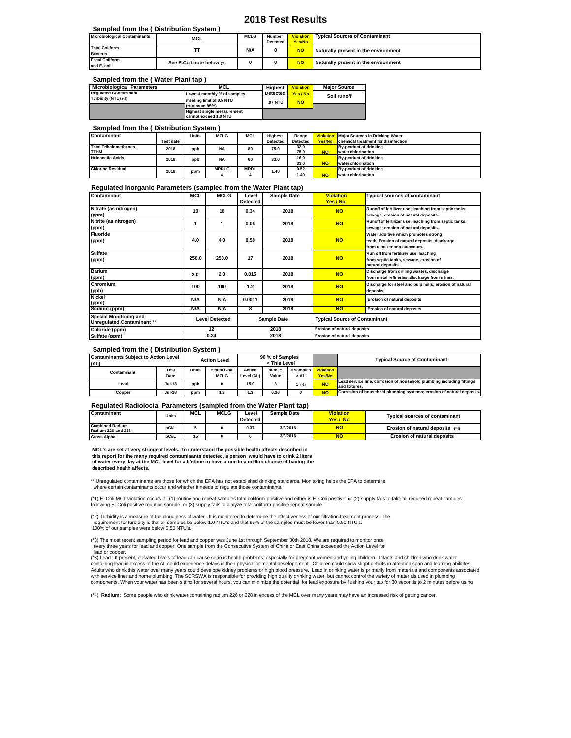# 2018 Test Results

### Sampled from the ( Distribution System )

| Microbiological Contaminants | MCL | MCLG | Number Detected | Violation Yes/No | Typical Sources of Contaminant |
|---|---|---|---|---|---|
| Total Coliform Bacteria | TT | N/A | 0 | NO | Naturally present in the environment |
| Fecal Coliform and E. coli | See E.Coli note below (*1) | 0 | 0 | NO | Naturally present in the environment |

### Sampled from the ( Water Plant tap )

| Microbiological Parameters | MCL | Highest Detected | Violation Yes / No | Major Source |
|---|---|---|---|---|
| Regulated Contaminant Turbidity (NTU) (*2) | Lowest monthly % of samples meeting limit of 0.5 NTU (minimum 95%) | .07 NTU | NO | Soil runoff |
| | Highest single measurement cannot exceed 1.0 NTU | | | |

### Sampled from the ( Distribution System )

| Contaminant | Test date | Units | MCLG | MCL | Highest Detected | Range Detected | Violation Yes/No | Major Sources in Drinking Water chemical treatment for disinfection |
|---|---|---|---|---|---|---|---|---|
| Total Trihalomethanes TTHM | 2018 | ppb | NA | 80 | 75.0 | 32.0 75.0 | NO | By-product of drinking water chlorination |
| Haloacetic Acids | 2018 | ppb | NA | 60 | 33.0 | 16.0 33.0 | NO | By-product of drinking water chlorination |
| Chlorine Residual | 2018 | ppm | MRDLG 4 | MRDL 4 | 1.40 | 0.52 1.40 | NO | By-product of drinking water chlorination |

### Regulated Inorganic Parameters (sampled from the Water Plant tap)

| Contaminant | MCL | MCLG | Level Detected | Sample Date | Violation Yes / No | Typical sources of contaminant |
|---|---|---|---|---|---|---|
| Nitrate (as nitrogen) (ppm) | 10 | 10 | 0.34 | 2018 | NO | Runoff of fertilizer use; leaching from septic tanks, sewage; erosion of natural deposits. |
| Nitrite (as nitrogen) (ppm) | 1 | 1 | 0.06 | 2018 | NO | Runoff of fertilizer use; leaching from septic tanks, sewage; erosion of natural deposits. |
| Fluoride (ppm) | 4.0 | 4.0 | 0.58 | 2018 | NO | Water additive which promotes strong teeth. Erosion of natural deposits, discharge from fertilizer and aluminum. |
| Sulfate (ppm) | 250.0 | 250.0 | 17 | 2018 | NO | Run off from fertilizer use, leaching from septic tanks, sewage, erosion of natural deposits. |
| Barium (ppm) | 2.0 | 2.0 | 0.015 | 2018 | NO | Discharge from drilling wastes, discharge from metal refineries, discharge from mines. |
| Chromium (ppb) | 100 | 100 | 1.2 | 2018 | NO | Discharge for steel and pulp mills; erosion of natural deposits. |
| Nickel (ppm) | N/A | N/A | 0.0011 | 2018 | NO | Erosion of natural deposits |
| Sodium (ppm) | N/A | N/A | 8 | 2018 | NO | Erosion of natural deposits |
| **Special Monitoring and Unregulated Contaminant** ** | Level Detected | | Sample Date | | Typical Source of Contaminant | |
| Chloride (ppm) | 12 | | 2018 | | Erosion of natural deposits | |
| Sulfate (ppm) | 0.34 | | 2018 | | Erosion of natural deposits | |

### Sampled from the ( Distribution System )

| Contaminants Subject to Action Level (AL) | | Action Level | | 90 % of Samples < This Level | | | | Typical Source of Contaminant |
|---|---|---|---|---|---|---|---|---|
| Contaminant | Test Date | Units | Health Goal MCLG | Action Level (AL) | 90th % Value | # samples > AL | Violation Yes/No | |
| Lead | Jul-18 | ppb | 0 | 15.0 | 3 | 1 (*3) | NO | Lead service line, corrosion of household plumbing including fittings and fixtures. |
| Copper | Jul-18 | ppm | 1.3 | 1.3 | 0.36 | 0 | NO | Corrosion of household plumbing systems; erosion of natural deposits. |

### Regulated Radiolocial Parameters (sampled from the Water Plant tap)

| Contaminant | Units | MCL | MCLG | Level Detected | Sample Date | Violation Yes / No | Typical sources of contaminant |
|---|---|---|---|---|---|---|---|
| Combined Radium Radium 226 and 228 | pCi/L | 5 | 0 | 0.37 | 3/9/2016 | NO | Erosion of natural deposits (*4) |
| Gross Alpha | pCi/L | 15 | 0 | 0 | 3/9/2016 | NO | Erosion of natural deposits |

**MCL's are set at very stringent levels. To understand the possible health affects described in this report for the many required contaminants detected, a person would have to drink 2 liters of water every day at the MCL level for a lifetime to have a one in a million chance of having the described health affects.**

** Unregulated contaminants are those for which the EPA has not established drinking standards. Monitoring helps the EPA to determine where certain contaminants occur and whether it needs to regulate those contaminants.

(*1) E. Coli MCL violation occurs if : (1) routine and repeat samples total coliform-positive and either is E. Coli positive, or (2) supply fails to take all required repeat samples following E. Coli positive rountine sample, or (3) supply fails to alalyze total coliform positive repeat sample.

(*2) Turbidity is a measure of the cloudiness of water. It is monitored to determine the effectiveness of our filtration treatment process. The requirement for turbidity is that all samples be below 1.0 NTU's and that 95% of the samples must be lower than 0.50 NTU's. 100% of our samples were below 0.50 NTU's.

(*3) The most recent sampling period for lead and copper was June 1st through September 30th 2018. We are required to monitor once every three years for lead and copper. One sample from the Consecutive System of China or East China exceeded the Action Level for lead or copper.

(*3) Lead : If present, elevated levels of lead can cause serious health problems, especially for pregnant women and young children. Infants and children who drink water containing lead in excess of the AL could experience delays in their physical or mental developement. Children could show slight deficits in attention span and learning abilitites. Adults who drink this water over many years could develope kidney problems or high blood pressure. Lead in drinking water is primarily from materials and components associated with service lines and home plumbing. The SCRSWA is responsible for providing high quality drinking water, but cannot control the variety of materials used in plumbing components. When your water has been sitting for several hours, you can minimize the potential for lead exposure by flushing your tap for 30 seconds to 2 minutes before using

(*4) **Radium**: Some people who drink water containing radium 226 or 228 in excess of the MCL over many years may have an increased risk of getting cancer.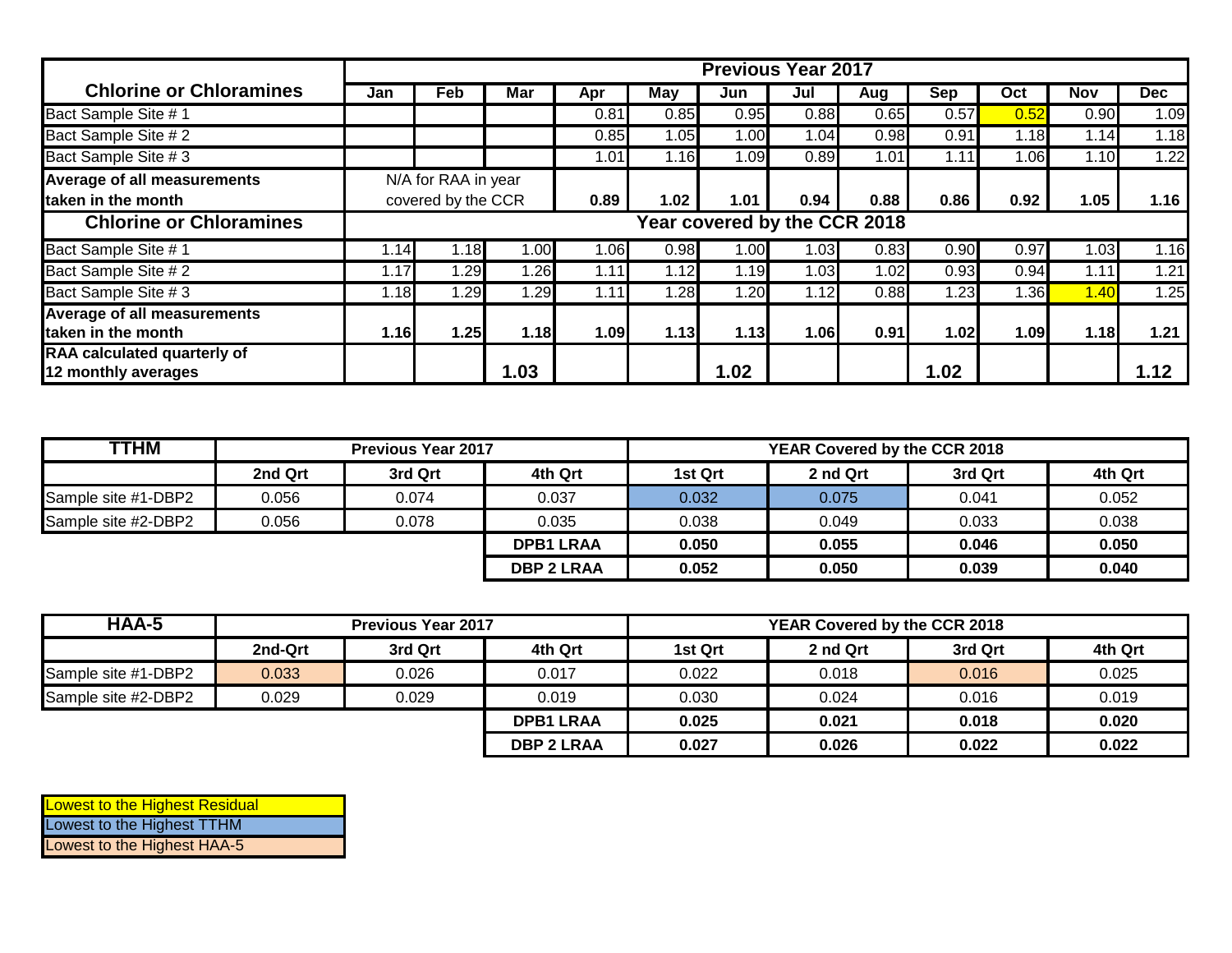| Chlorine or Chloramines | Jan | Feb | Mar | Apr | May | Jun | Jul | Aug | Sep | Oct | Nov | Dec |
|---|---|---|---|---|---|---|---|---|---|---|---|---|
| | **Previous Year 2017** | | | | | | | | | | | |
| Bact Sample Site # 1 | | | | 0.81 | 0.85 | 0.95 | 0.88 | 0.65 | 0.57 | 0.52 | 0.90 | 1.09 |
| Bact Sample Site # 2 | | | | 0.85 | 1.05 | 1.00 | 1.04 | 0.98 | 0.91 | 1.18 | 1.14 | 1.18 |
| Bact Sample Site # 3 | | | | 1.01 | 1.16 | 1.09 | 0.89 | 1.01 | 1.11 | 1.06 | 1.10 | 1.22 |
| **Average of all measurements taken in the month** | N/A for RAA in year covered by the CCR | | | **0.89** | **1.02** | **1.01** | **0.94** | **0.88** | **0.86** | **0.92** | **1.05** | **1.16** |
| **Chlorine or Chloramines** | **Year covered by the CCR 2018** | | | | | | | | | | | |
| Bact Sample Site # 1 | 1.14 | 1.18 | 1.00 | 1.06 | 0.98 | 1.00 | 1.03 | 0.83 | 0.90 | 0.97 | 1.03 | 1.16 |
| Bact Sample Site # 2 | 1.17 | 1.29 | 1.26 | 1.11 | 1.12 | 1.19 | 1.03 | 1.02 | 0.93 | 0.94 | 1.11 | 1.21 |
| Bact Sample Site # 3 | 1.18 | 1.29 | 1.29 | 1.11 | 1.28 | 1.20 | 1.12 | 0.88 | 1.23 | 1.36 | 1.40 | 1.25 |
| **Average of all measurements taken in the month** | **1.16** | **1.25** | **1.18** | **1.09** | **1.13** | **1.13** | **1.06** | **0.91** | **1.02** | **1.09** | **1.18** | **1.21** |
| **RAA calculated quarterly of 12 monthly averages** | | | **1.03** | | | **1.02** | | | **1.02** | | | **1.12** |

| **TTHM** | **Previous Year 2017** | | | **YEAR Covered by the CCR 2018** | | | |
|---|---|---|---|---|---|---|---|
| | **2nd Qrt** | **3rd Qrt** | **4th Qrt** | **1st Qrt** | **2 nd Qrt** | **3rd Qrt** | **4th Qrt** |
| Sample site #1-DBP2 | 0.056 | 0.074 | 0.037 | 0.032 | 0.075 | 0.041 | 0.052 |
| Sample site #2-DBP2 | 0.056 | 0.078 | 0.035 | 0.038 | 0.049 | 0.033 | 0.038 |
| | | | **DPB1 LRAA** | **0.050** | **0.055** | **0.046** | **0.050** |
| | | | **DBP 2 LRAA** | **0.052** | **0.050** | **0.039** | **0.040** |

| **HAA-5** | **Previous Year 2017** | | | **YEAR Covered by the CCR 2018** | | | |
|---|---|---|---|---|---|---|---|
| | **2nd-Qrt** | **3rd Qrt** | **4th Qrt** | **1st Qrt** | **2 nd Qrt** | **3rd Qrt** | **4th Qrt** |
| Sample site #1-DBP2 | 0.033 | 0.026 | 0.017 | 0.022 | 0.018 | 0.016 | 0.025 |
| Sample site #2-DBP2 | 0.029 | 0.029 | 0.019 | 0.030 | 0.024 | 0.016 | 0.019 |
| | | | **DPB1 LRAA** | **0.025** | **0.021** | **0.018** | **0.020** |
| | | | **DBP 2 LRAA** | **0.027** | **0.026** | **0.022** | **0.022** |

Lowest to the Highest Residual

Lowest to the Highest TTHM

Lowest to the Highest HAA-5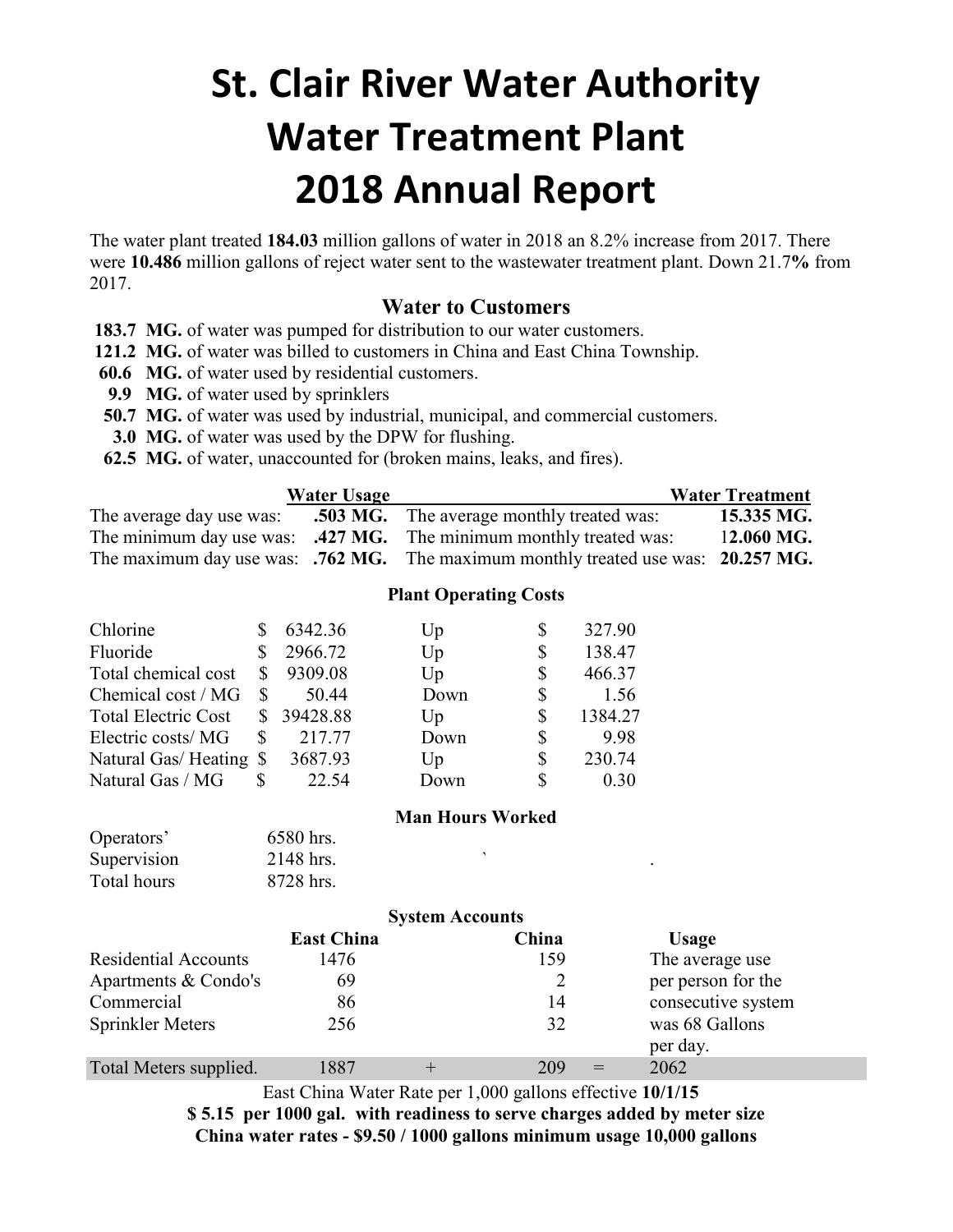# St. Clair River Water Authority
# Water Treatment Plant
# 2018 Annual Report

The water plant treated **184.03** million gallons of water in 2018 an 8.2% increase from 2017. There were **10.486** million gallons of reject water sent to the wastewater treatment plant. Down 21.7**%** from 2017.

### Water to Customers

- **183.7 MG.** of water was pumped for distribution to our water customers.
- **121.2 MG.** of water was billed to customers in China and East China Township.
- **60.6 MG.** of water used by residential customers.
- **9.9 MG.** of water used by sprinklers
- **50.7 MG.** of water was used by industrial, municipal, and commercial customers.
- **3.0 MG.** of water was used by the DPW for flushing.
- **62.5 MG.** of water, unaccounted for (broken mains, leaks, and fires).

| Water Usage | | Water Treatment | |
|---|---|---|---|
| The average day use was: | **.503 MG.** | The average monthly treated was: | **15.335 MG.** |
| The minimum day use was: | **.427 MG.** | The minimum monthly treated was: | 1**2.060 MG.** |
| The maximum day use was: | **.762 MG.** | The maximum monthly treated use was: | **20.257 MG.** |

### Plant Operating Costs

| | | | |
|---|---|---|---|
| Chlorine | $ 6342.36 | Up | $ 327.90 |
| Fluoride | $ 2966.72 | Up | $ 138.47 |
| Total chemical cost | $ 9309.08 | Up | $ 466.37 |
| Chemical cost / MG | $ 50.44 | Down | $ 1.56 |
| Total Electric Cost | $ 39428.88 | Up | $ 1384.27 |
| Electric costs/ MG | $ 217.77 | Down | $ 9.98 |
| Natural Gas/ Heating | $ 3687.93 | Up | $ 230.74 |
| Natural Gas / MG | $ 22.54 | Down | $ 0.30 |

### Man Hours Worked

| | |
|---|---|
| Operators' | 6580 hrs. |
| Supervision | 2148 hrs. |
| Total hours | 8728 hrs. |

### System Accounts

| | East China | | China | | Usage |
|---|---|---|---|---|---|
| Residential Accounts | 1476 | | 159 | | The average use |
| Apartments & Condo's | 69 | | 2 | | per person for the |
| Commercial | 86 | | 14 | | consecutive system |
| Sprinkler Meters | 256 | | 32 | | was 68 Gallons per day. |
| Total Meters supplied. | 1887 | + | 209 | = | 2062 |

East China Water Rate per 1,000 gallons effective **10/1/15**

**$ 5.15 per 1000 gal. with readiness to serve charges added by meter size**

**China water rates - $9.50 / 1000 gallons minimum usage 10,000 gallons**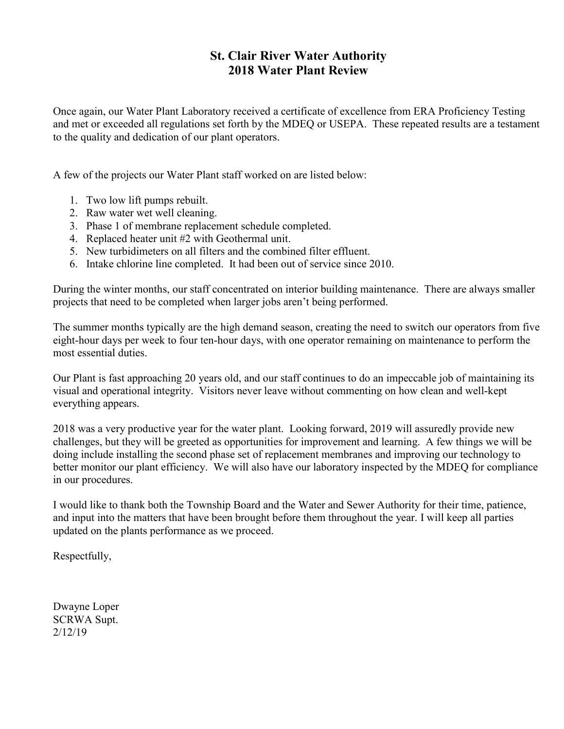# St. Clair River Water Authority
# 2018 Water Plant Review

Once again, our Water Plant Laboratory received a certificate of excellence from ERA Proficiency Testing and met or exceeded all regulations set forth by the MDEQ or USEPA. These repeated results are a testament to the quality and dedication of our plant operators.

A few of the projects our Water Plant staff worked on are listed below:

1. Two low lift pumps rebuilt.
2. Raw water wet well cleaning.
3. Phase 1 of membrane replacement schedule completed.
4. Replaced heater unit #2 with Geothermal unit.
5. New turbidimeters on all filters and the combined filter effluent.
6. Intake chlorine line completed. It had been out of service since 2010.

During the winter months, our staff concentrated on interior building maintenance. There are always smaller projects that need to be completed when larger jobs aren't being performed.

The summer months typically are the high demand season, creating the need to switch our operators from five eight-hour days per week to four ten-hour days, with one operator remaining on maintenance to perform the most essential duties.

Our Plant is fast approaching 20 years old, and our staff continues to do an impeccable job of maintaining its visual and operational integrity. Visitors never leave without commenting on how clean and well-kept everything appears.

2018 was a very productive year for the water plant. Looking forward, 2019 will assuredly provide new challenges, but they will be greeted as opportunities for improvement and learning. A few things we will be doing include installing the second phase set of replacement membranes and improving our technology to better monitor our plant efficiency. We will also have our laboratory inspected by the MDEQ for compliance in our procedures.

I would like to thank both the Township Board and the Water and Sewer Authority for their time, patience, and input into the matters that have been brought before them throughout the year. I will keep all parties updated on the plants performance as we proceed.

Respectfully,

Dwayne Loper
SCRWA Supt.
2/12/19